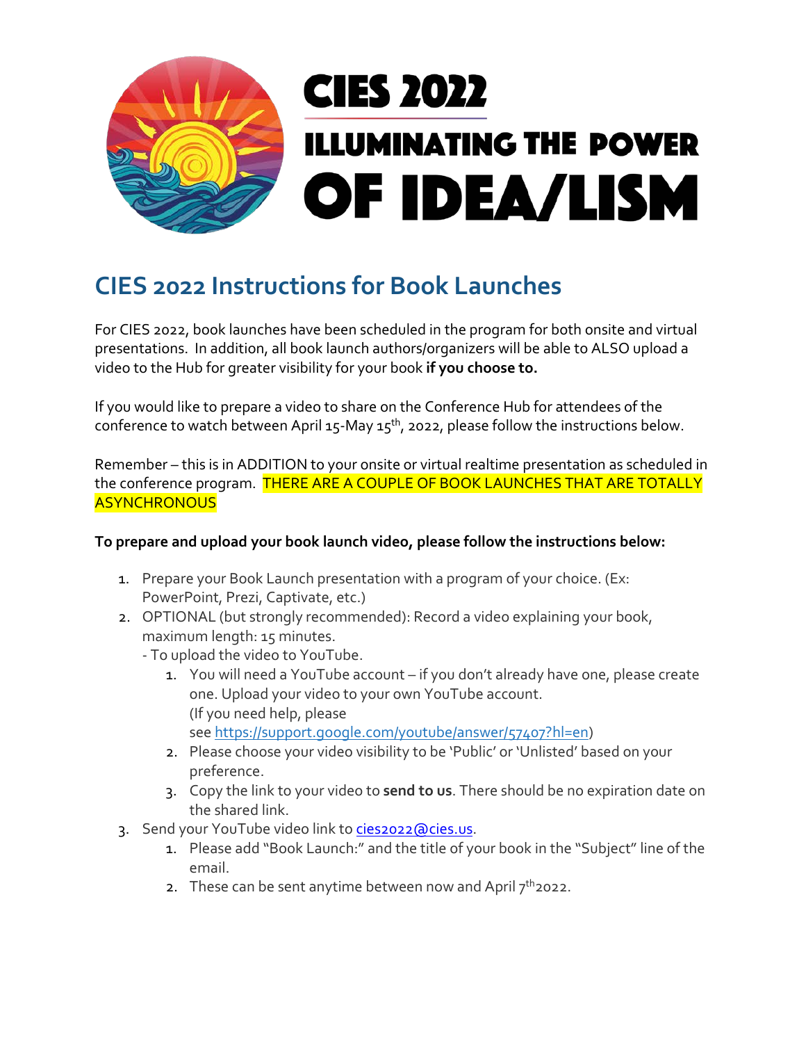# CIES 2022

## ILLUMINATING THE POWER OF IDEA/LISM

## CIES 2022 Instructions for Book Launches

For CIES 2022, book launches have been scheduled in the program for both onsite and virtual presentations. In addition, all book launch authors/organizers will be able to ALSO upload a video to the Hub for greater visibility for your book **if you choose to.**

If you would like to prepare a video to share on the Conference Hub for attendees of the conference to watch between April 15-May 15th, 2022, please follow the instructions below.

Remember – this is in ADDITION to your onsite or virtual realtime presentation as scheduled in the conference program. THERE ARE A COUPLE OF BOOK LAUNCHES THAT ARE TOTALLY ASYNCHRONOUS

**To prepare and upload your book launch video, please follow the instructions below:**

1. Prepare your Book Launch presentation with a program of your choice. (Ex: PowerPoint, Prezi, Captivate, etc.)
2. OPTIONAL (but strongly recommended): Record a video explaining your book, maximum length: 15 minutes.
   - To upload the video to YouTube.
     1. You will need a YouTube account – if you don't already have one, please create one. Upload your video to your own YouTube account. (If you need help, please see https://support.google.com/youtube/answer/57407?hl=en)
     2. Please choose your video visibility to be 'Public' or 'Unlisted' based on your preference.
     3. Copy the link to your video to **send to us**. There should be no expiration date on the shared link.
3. Send your YouTube video link to cies2022@cies.us.
   1. Please add "Book Launch:" and the title of your book in the "Subject" line of the email.
   2. These can be sent anytime between now and April 7th 2022.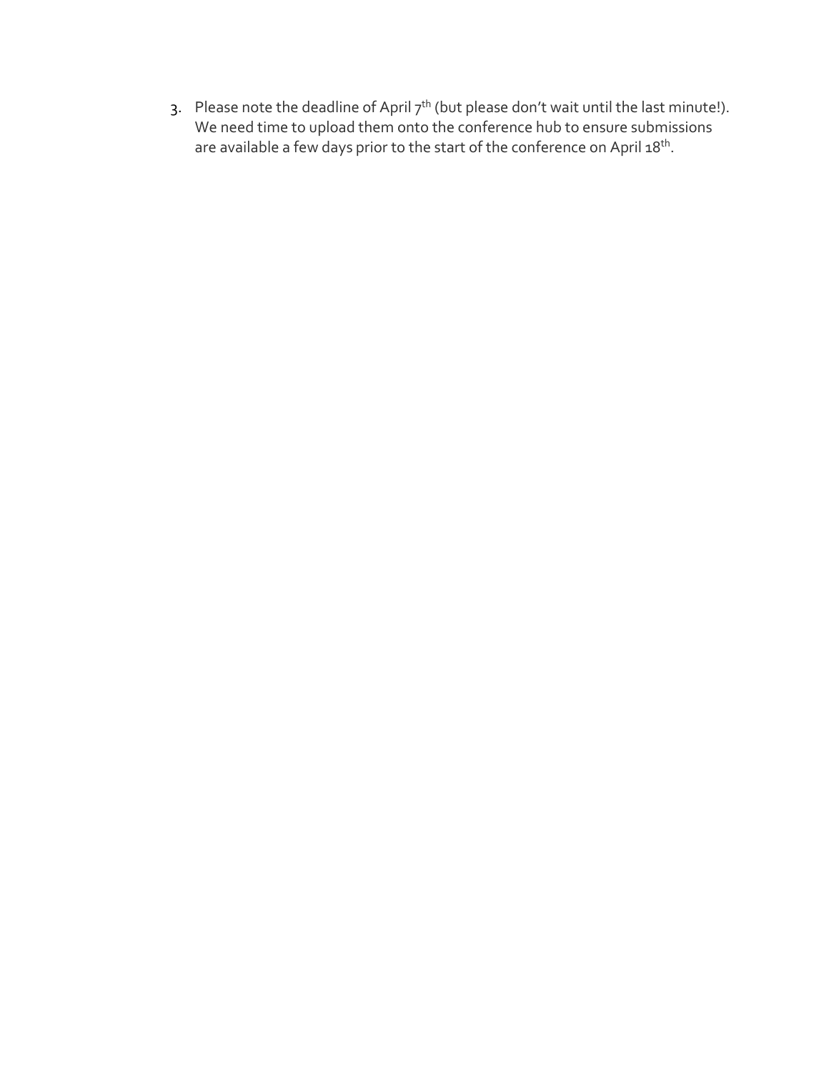3. Please note the deadline of April 7th (but please don't wait until the last minute!). We need time to upload them onto the conference hub to ensure submissions are available a few days prior to the start of the conference on April 18th.